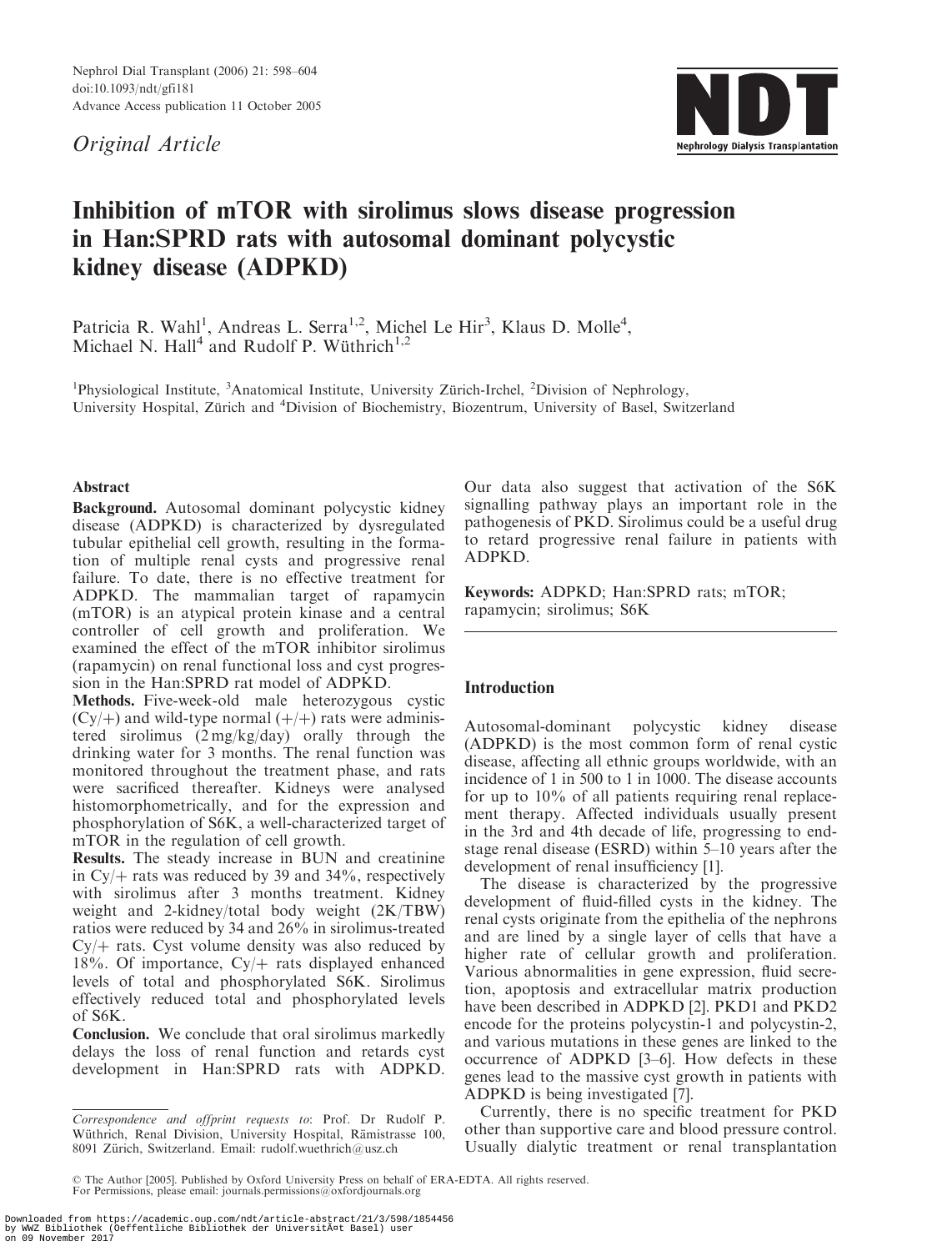*Original Article*

# Inhibition of mTOR with sirolimus slows disease progression in Han:SPRD rats with autosomal dominant polycystic kidney disease (ADPKD)

Patricia R. Wahl[1], Andreas L. Serra[1,2], Michel Le Hir[3], Klaus D. Molle[4], Michael N. Hall[4] and Rudolf P. Wüthrich[1,2]

[1]Physiological Institute, [3]Anatomical Institute, University Zürich-Irchel, [2]Division of Nephrology, University Hospital, Zürich and [4]Division of Biochemistry, Biozentrum, University of Basel, Switzerland

## Abstract

**Background.** Autosomal dominant polycystic kidney disease (ADPKD) is characterized by dysregulated tubular epithelial cell growth, resulting in the formation of multiple renal cysts and progressive renal failure. To date, there is no effective treatment for ADPKD. The mammalian target of rapamycin (mTOR) is an atypical protein kinase and a central controller of cell growth and proliferation. We examined the effect of the mTOR inhibitor sirolimus (rapamycin) on renal functional loss and cyst progression in the Han:SPRD rat model of ADPKD.

**Methods.** Five-week-old male heterozygous cystic (Cy/+) and wild-type normal (+/+) rats were administered sirolimus (2 mg/kg/day) orally through the drinking water for 3 months. The renal function was monitored throughout the treatment phase, and rats were sacrificed thereafter. Kidneys were analysed histomorphometrically, and for the expression and phosphorylation of S6K, a well-characterized target of mTOR in the regulation of cell growth.

**Results.** The steady increase in BUN and creatinine in Cy/+ rats was reduced by 39 and 34%, respectively with sirolimus after 3 months treatment. Kidney weight and 2-kidney/total body weight (2K/TBW) ratios were reduced by 34 and 26% in sirolimus-treated Cy/+ rats. Cyst volume density was also reduced by 18%. Of importance, Cy/+ rats displayed enhanced levels of total and phosphorylated S6K. Sirolimus effectively reduced total and phosphorylated levels of S6K.

**Conclusion.** We conclude that oral sirolimus markedly delays the loss of renal function and retards cyst development in Han:SPRD rats with ADPKD. Our data also suggest that activation of the S6K signalling pathway plays an important role in the pathogenesis of PKD. Sirolimus could be a useful drug to retard progressive renal failure in patients with ADPKD.

**Keywords:** ADPKD; Han:SPRD rats; mTOR; rapamycin; sirolimus; S6K

## Introduction

Autosomal-dominant polycystic kidney disease (ADPKD) is the most common form of renal cystic disease, affecting all ethnic groups worldwide, with an incidence of 1 in 500 to 1 in 1000. The disease accounts for up to 10% of all patients requiring renal replacement therapy. Affected individuals usually present in the 3rd and 4th decade of life, progressing to end-stage renal disease (ESRD) within 5–10 years after the development of renal insufficiency [1].

The disease is characterized by the progressive development of fluid-filled cysts in the kidney. The renal cysts originate from the epithelia of the nephrons and are lined by a single layer of cells that have a higher rate of cellular growth and proliferation. Various abnormalities in gene expression, fluid secretion, apoptosis and extracellular matrix production have been described in ADPKD [2]. PKD1 and PKD2 encode for the proteins polycystin-1 and polycystin-2, and various mutations in these genes are linked to the occurrence of ADPKD [3–6]. How defects in these genes lead to the massive cyst growth in patients with ADPKD is being investigated [7].

Currently, there is no specific treatment for PKD other than supportive care and blood pressure control. Usually dialytic treatment or renal transplantation

Correspondence and offprint requests to: Prof. Dr Rudolf P. Wüthrich, Renal Division, University Hospital, Rämistrasse 100, 8091 Zürich, Switzerland. Email: rudolf.wuethrich@usz.ch

© The Author [2005]. Published by Oxford University Press on behalf of ERA-EDTA. All rights reserved. For Permissions, please email: journals.permissions@oxfordjournals.org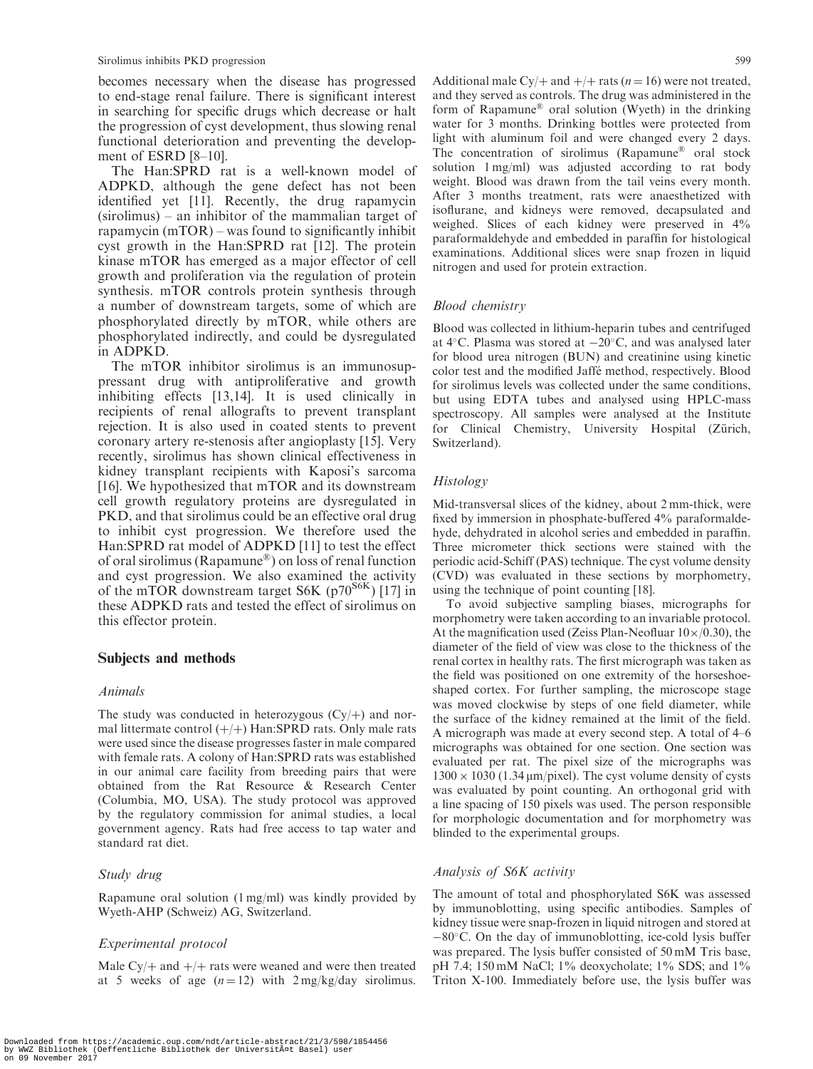becomes necessary when the disease has progressed to end-stage renal failure. There is significant interest in searching for specific drugs which decrease or halt the progression of cyst development, thus slowing renal functional deterioration and preventing the development of ESRD [8–10].

The Han:SPRD rat is a well-known model of ADPKD, although the gene defect has not been identified yet [11]. Recently, the drug rapamycin (sirolimus) – an inhibitor of the mammalian target of rapamycin (mTOR) – was found to significantly inhibit cyst growth in the Han:SPRD rat [12]. The protein kinase mTOR has emerged as a major effector of cell growth and proliferation via the regulation of protein synthesis. mTOR controls protein synthesis through a number of downstream targets, some of which are phosphorylated directly by mTOR, while others are phosphorylated indirectly, and could be dysregulated in ADPKD.

The mTOR inhibitor sirolimus is an immunosuppressant drug with antiproliferative and growth inhibiting effects [13,14]. It is used clinically in recipients of renal allografts to prevent transplant rejection. It is also used in coated stents to prevent coronary artery re-stenosis after angioplasty [15]. Very recently, sirolimus has shown clinical effectiveness in kidney transplant recipients with Kaposi's sarcoma [16]. We hypothesized that mTOR and its downstream cell growth regulatory proteins are dysregulated in PKD, and that sirolimus could be an effective oral drug to inhibit cyst progression. We therefore used the Han:SPRD rat model of ADPKD [11] to test the effect of oral sirolimus (Rapamune®) on loss of renal function and cyst progression. We also examined the activity of the mTOR downstream target S6K ($p70^{S6K}$) [17] in these ADPKD rats and tested the effect of sirolimus on this effector protein.

## Subjects and methods

### Animals

The study was conducted in heterozygous (Cy/+) and normal littermate control (+/+) Han:SPRD rats. Only male rats were used since the disease progresses faster in male compared with female rats. A colony of Han:SPRD rats was established in our animal care facility from breeding pairs that were obtained from the Rat Resource & Research Center (Columbia, MO, USA). The study protocol was approved by the regulatory commission for animal studies, a local government agency. Rats had free access to tap water and standard rat diet.

### Study drug

Rapamune oral solution (1 mg/ml) was kindly provided by Wyeth-AHP (Schweiz) AG, Switzerland.

### Experimental protocol

Male Cy/+ and +/+ rats were weaned and were then treated at 5 weeks of age ($n = 12$) with 2 mg/kg/day sirolimus. Additional male Cy/+ and +/+ rats ($n = 16$) were not treated, and they served as controls. The drug was administered in the form of Rapamune® oral solution (Wyeth) in the drinking water for 3 months. Drinking bottles were protected from light with aluminum foil and were changed every 2 days. The concentration of sirolimus (Rapamune® oral stock solution 1 mg/ml) was adjusted according to rat body weight. Blood was drawn from the tail veins every month. After 3 months treatment, rats were anaesthetized with isoflurane, and kidneys were removed, decapsulated and weighed. Slices of each kidney were preserved in 4% paraformaldehyde and embedded in paraffin for histological examinations. Additional slices were snap frozen in liquid nitrogen and used for protein extraction.

### Blood chemistry

Blood was collected in lithium-heparin tubes and centrifuged at 4°C. Plasma was stored at −20°C, and was analysed later for blood urea nitrogen (BUN) and creatinine using kinetic color test and the modified Jaffé method, respectively. Blood for sirolimus levels was collected under the same conditions, but using EDTA tubes and analysed using HPLC-mass spectroscopy. All samples were analysed at the Institute for Clinical Chemistry, University Hospital (Zürich, Switzerland).

### Histology

Mid-transversal slices of the kidney, about 2 mm-thick, were fixed by immersion in phosphate-buffered 4% paraformaldehyde, dehydrated in alcohol series and embedded in paraffin. Three micrometer thick sections were stained with the periodic acid-Schiff (PAS) technique. The cyst volume density (CVD) was evaluated in these sections by morphometry, using the technique of point counting [18].

To avoid subjective sampling biases, micrographs for morphometry were taken according to an invariable protocol. At the magnification used (Zeiss Plan-Neofluar 10×/0.30), the diameter of the field of view was close to the thickness of the renal cortex in healthy rats. The first micrograph was taken as the field was positioned on one extremity of the horseshoe-shaped cortex. For further sampling, the microscope stage was moved clockwise by steps of one field diameter, while the surface of the kidney remained at the limit of the field. A micrograph was made at every second step. A total of 4–6 micrographs was obtained for one section. One section was evaluated per rat. The pixel size of the micrographs was $1300 \times 1030$ (1.34 μm/pixel). The cyst volume density of cysts was evaluated by point counting. An orthogonal grid with a line spacing of 150 pixels was used. The person responsible for morphologic documentation and for morphometry was blinded to the experimental groups.

### Analysis of S6K activity

The amount of total and phosphorylated S6K was assessed by immunoblotting, using specific antibodies. Samples of kidney tissue were snap-frozen in liquid nitrogen and stored at −80°C. On the day of immunoblotting, ice-cold lysis buffer was prepared. The lysis buffer consisted of 50 mM Tris base, pH 7.4; 150 mM NaCl; 1% deoxycholate; 1% SDS; and 1% Triton X-100. Immediately before use, the lysis buffer was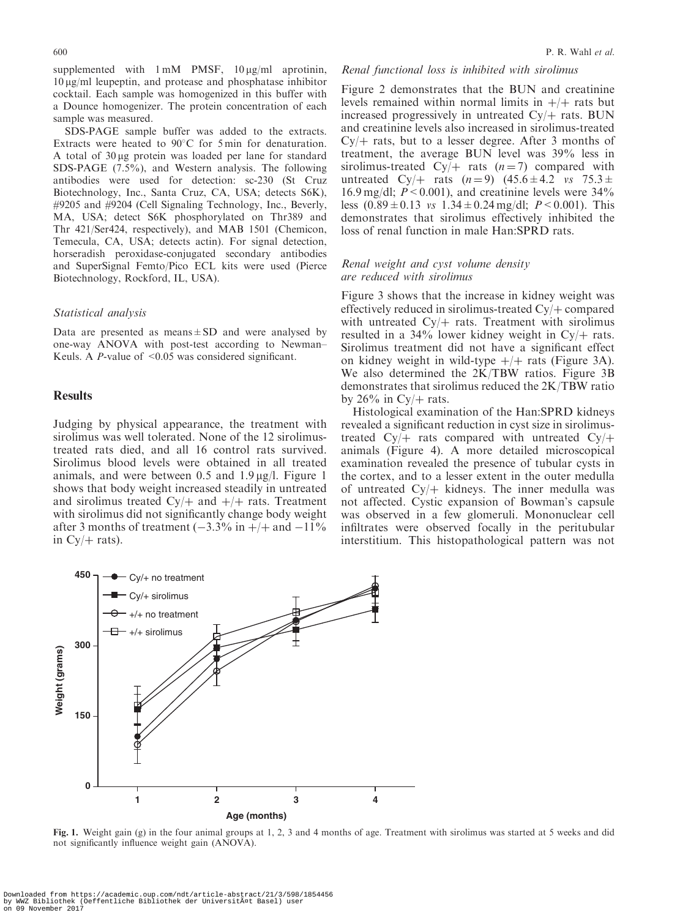supplemented with 1 mM PMSF, 10 μg/ml aprotinin, 10 μg/ml leupeptin, and protease and phosphatase inhibitor cocktail. Each sample was homogenized in this buffer with a Dounce homogenizer. The protein concentration of each sample was measured.

SDS-PAGE sample buffer was added to the extracts. Extracts were heated to 90°C for 5 min for denaturation. A total of 30 μg protein was loaded per lane for standard SDS-PAGE (7.5%), and Western analysis. The following antibodies were used for detection: sc-230 (St Cruz Biotechnology, Inc., Santa Cruz, CA, USA; detects S6K), #9205 and #9204 (Cell Signaling Technology, Inc., Beverly, MA, USA; detect S6K phosphorylated on Thr389 and Thr 421/Ser424, respectively), and MAB 1501 (Chemicon, Temecula, CA, USA; detects actin). For signal detection, horseradish peroxidase-conjugated secondary antibodies and SuperSignal Femto/Pico ECL kits were used (Pierce Biotechnology, Rockford, IL, USA).

### *Statistical analysis*

Data are presented as means ± SD and were analysed by one-way ANOVA with post-test according to Newman–Keuls. A *P*-value of $<0.05$ was considered significant.

## Results

Judging by physical appearance, the treatment with sirolimus was well tolerated. None of the 12 sirolimus-treated rats died, and all 16 control rats survived. Sirolimus blood levels were obtained in all treated animals, and were between 0.5 and 1.9 μg/l. Figure 1 shows that body weight increased steadily in untreated and sirolimus treated Cy/+ and +/+ rats. Treatment with sirolimus did not significantly change body weight after 3 months of treatment (−3.3% in +/+ and −11% in Cy/+ rats).

### *Renal functional loss is inhibited with sirolimus*

Figure 2 demonstrates that the BUN and creatinine levels remained within normal limits in +/+ rats but increased progressively in untreated Cy/+ rats. BUN and creatinine levels also increased in sirolimus-treated Cy/+ rats, but to a lesser degree. After 3 months of treatment, the average BUN level was 39% less in sirolimus-treated Cy/+ rats ($n = 7$) compared with untreated Cy/+ rats ($n = 9$) (45.6 ± 4.2 *vs* 75.3 ± 16.9 mg/dl; $P < 0.001$), and creatinine levels were 34% less (0.89 ± 0.13 *vs* 1.34 ± 0.24 mg/dl; $P < 0.001$). This demonstrates that sirolimus effectively inhibited the loss of renal function in male Han:SPRD rats.

### *Renal weight and cyst volume density are reduced with sirolimus*

Figure 3 shows that the increase in kidney weight was effectively reduced in sirolimus-treated Cy/+ compared with untreated Cy/+ rats. Treatment with sirolimus resulted in a 34% lower kidney weight in Cy/+ rats. Sirolimus treatment did not have a significant effect on kidney weight in wild-type +/+ rats (Figure 3A). We also determined the 2K/TBW ratios. Figure 3B demonstrates that sirolimus reduced the 2K/TBW ratio by 26% in Cy/+ rats.

Histological examination of the Han:SPRD kidneys revealed a significant reduction in cyst size in sirolimus-treated Cy/+ rats compared with untreated Cy/+ animals (Figure 4). A more detailed microscopical examination revealed the presence of tubular cysts in the cortex, and to a lesser extent in the outer medulla of untreated Cy/+ kidneys. The inner medulla was not affected. Cystic expansion of Bowman's capsule was observed in a few glomeruli. Mononuclear cell infiltrates were observed focally in the peritubular interstitium. This histopathological pattern was not

**Fig. 1.** Weight gain (g) in the four animal groups at 1, 2, 3 and 4 months of age. Treatment with sirolimus was started at 5 weeks and did not significantly influence weight gain (ANOVA).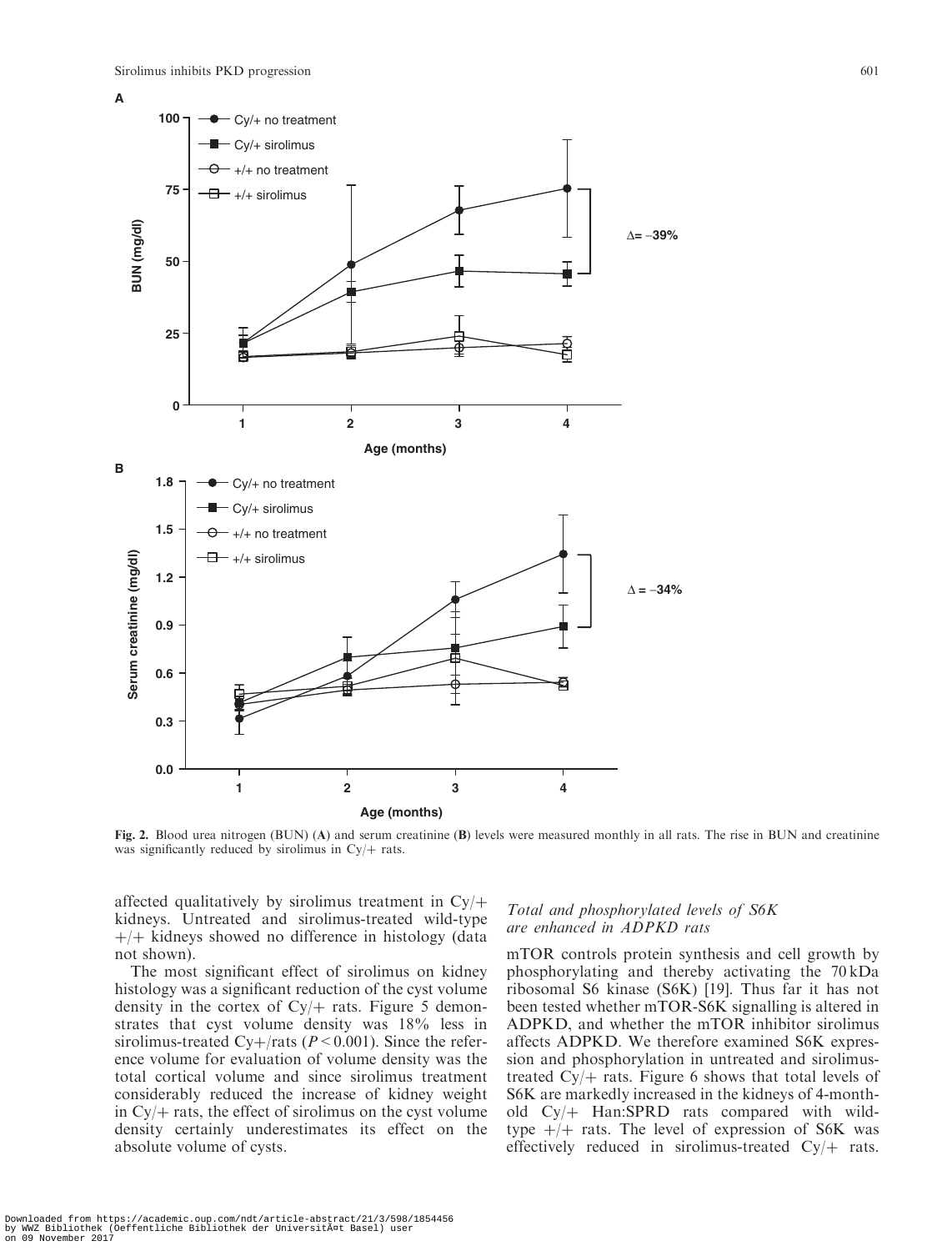Fig. 2. Blood urea nitrogen (BUN) (A) and serum creatinine (B) levels were measured monthly in all rats. The rise in BUN and creatinine was significantly reduced by sirolimus in Cy/+ rats.

affected qualitatively by sirolimus treatment in Cy/+ kidneys. Untreated and sirolimus-treated wild-type +/+ kidneys showed no difference in histology (data not shown).

The most significant effect of sirolimus on kidney histology was a significant reduction of the cyst volume density in the cortex of Cy/+ rats. Figure 5 demonstrates that cyst volume density was 18% less in sirolimus-treated Cy+/rats ($P < 0.001$). Since the reference volume for evaluation of volume density was the total cortical volume and since sirolimus treatment considerably reduced the increase of kidney weight in Cy/+ rats, the effect of sirolimus on the cyst volume density certainly underestimates its effect on the absolute volume of cysts.

### *Total and phosphorylated levels of S6K are enhanced in ADPKD rats*

mTOR controls protein synthesis and cell growth by phosphorylating and thereby activating the 70 kDa ribosomal S6 kinase (S6K) [19]. Thus far it has not been tested whether mTOR-S6K signalling is altered in ADPKD, and whether the mTOR inhibitor sirolimus affects ADPKD. We therefore examined S6K expression and phosphorylation in untreated and sirolimus-treated Cy/+ rats. Figure 6 shows that total levels of S6K are markedly increased in the kidneys of 4-month-old Cy/+ Han:SPRD rats compared with wild-type +/+ rats. The level of expression of S6K was effectively reduced in sirolimus-treated Cy/+ rats.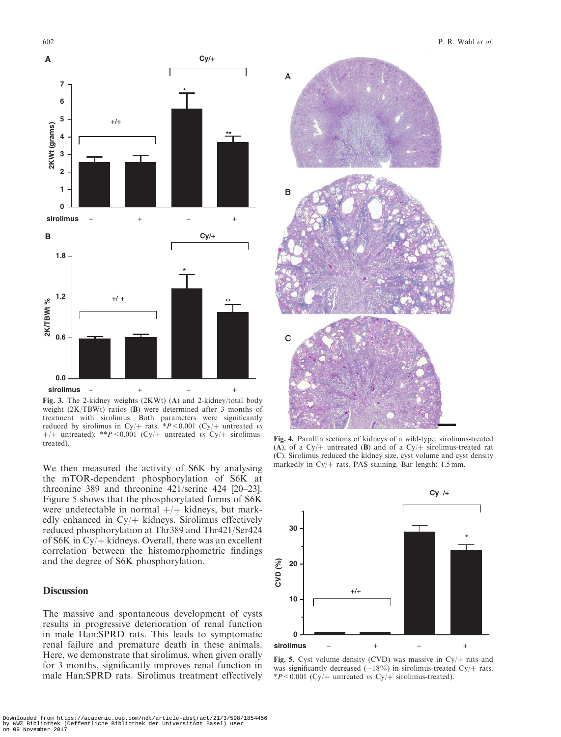**Fig. 3.** The 2-kidney weights (2KWt) (**A**) and 2-kidney/total body weight (2K/TBWt) ratios (**B**) were determined after 3 months of treatment with sirolimus. Both parameters were significantly reduced by sirolimus in Cy/+ rats. *$P < 0.001$ (Cy/+ untreated *vs* +/+ untreated); **$P < 0.001$ (Cy/+ untreated *vs* Cy/+ sirolimus-treated).

**Fig. 4.** Paraffin sections of kidneys of a wild-type, sirolimus-treated (**A**), of a Cy/+ untreated (**B**) and of a Cy/+ sirolimus-treated rat (**C**). Sirolimus reduced the kidney size, cyst volume and cyst density markedly in Cy/+ rats. PAS staining. Bar length: 1.5 mm.

We then measured the activity of S6K by analysing the mTOR-dependent phosphorylation of S6K at threonine 389 and threonine 421/serine 424 [20–23]. Figure 5 shows that the phosphorylated forms of S6K were undetectable in normal +/+ kidneys, but markedly enhanced in Cy/+ kidneys. Sirolimus effectively reduced phosphorylation at Thr389 and Thr421/Ser424 of S6K in Cy/+ kidneys. Overall, there was an excellent correlation between the histomorphometric findings and the degree of S6K phosphorylation.

**Fig. 5.** Cyst volume density (CVD) was massive in Cy/+ rats and was significantly decreased (−18%) in sirolimus-treated Cy/+ rats. *$P < 0.001$ (Cy/+ untreated *vs* Cy/+ sirolimus-treated).

## Discussion

The massive and spontaneous development of cysts results in progressive deterioration of renal function in male Han:SPRD rats. This leads to symptomatic renal failure and premature death in these animals. Here, we demonstrate that sirolimus, when given orally for 3 months, significantly improves renal function in male Han:SPRD rats. Sirolimus treatment effectively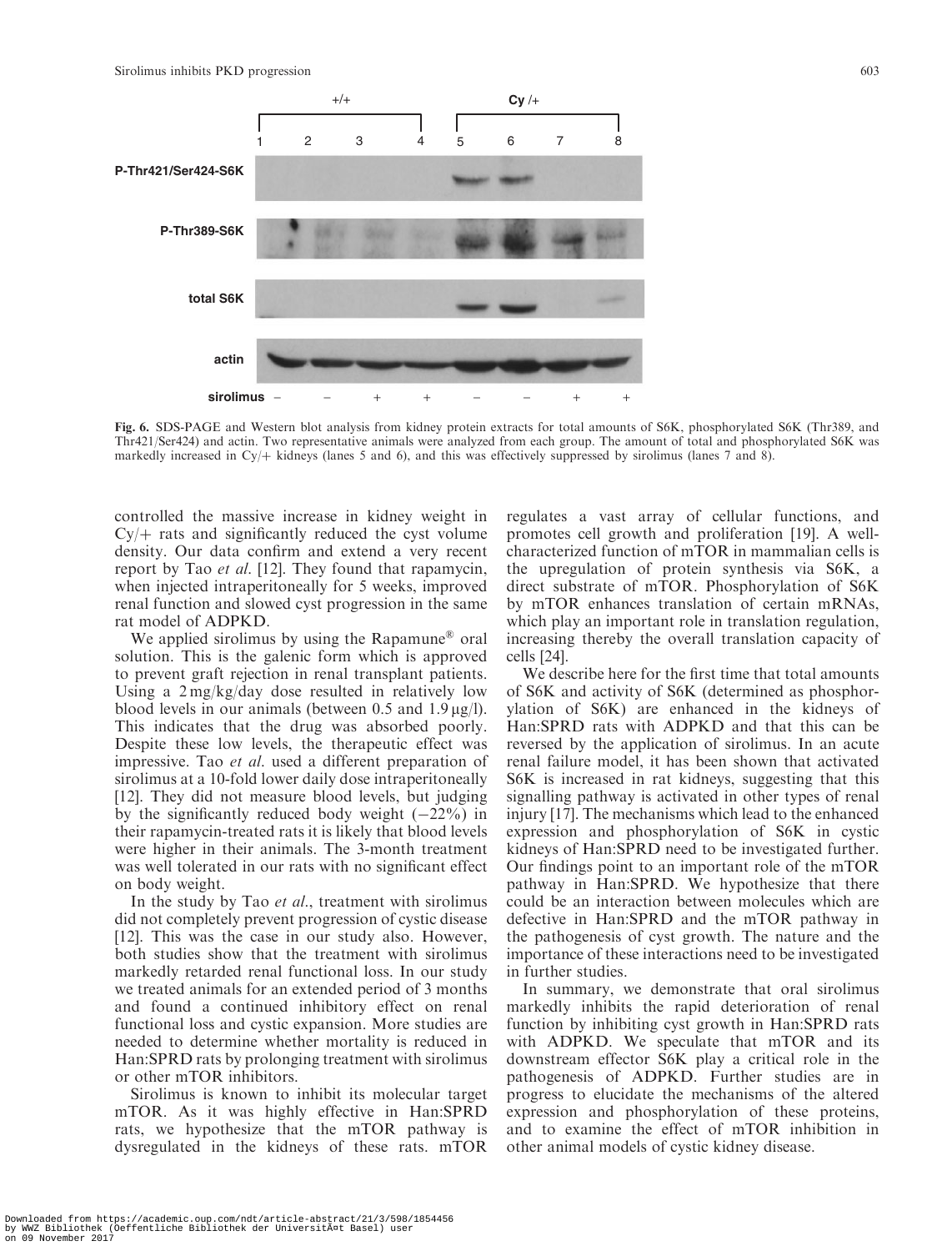Fig. 6. SDS-PAGE and Western blot analysis from kidney protein extracts for total amounts of S6K, phosphorylated S6K (Thr389, and Thr421/Ser424) and actin. Two representative animals were analyzed from each group. The amount of total and phosphorylated S6K was markedly increased in Cy/+ kidneys (lanes 5 and 6), and this was effectively suppressed by sirolimus (lanes 7 and 8).

controlled the massive increase in kidney weight in Cy/+ rats and significantly reduced the cyst volume density. Our data confirm and extend a very recent report by Tao *et al.* [12]. They found that rapamycin, when injected intraperitoneally for 5 weeks, improved renal function and slowed cyst progression in the same rat model of ADPKD.

We applied sirolimus by using the Rapamune® oral solution. This is the galenic form which is approved to prevent graft rejection in renal transplant patients. Using a 2 mg/kg/day dose resulted in relatively low blood levels in our animals (between 0.5 and 1.9 µg/l). This indicates that the drug was absorbed poorly. Despite these low levels, the therapeutic effect was impressive. Tao *et al.* used a different preparation of sirolimus at a 10-fold lower daily dose intraperitoneally [12]. They did not measure blood levels, but judging by the significantly reduced body weight (−22%) in their rapamycin-treated rats it is likely that blood levels were higher in their animals. The 3-month treatment was well tolerated in our rats with no significant effect on body weight.

In the study by Tao *et al.*, treatment with sirolimus did not completely prevent progression of cystic disease [12]. This was the case in our study also. However, both studies show that the treatment with sirolimus markedly retarded renal functional loss. In our study we treated animals for an extended period of 3 months and found a continued inhibitory effect on renal functional loss and cystic expansion. More studies are needed to determine whether mortality is reduced in Han:SPRD rats by prolonging treatment with sirolimus or other mTOR inhibitors.

Sirolimus is known to inhibit its molecular target mTOR. As it was highly effective in Han:SPRD rats, we hypothesize that the mTOR pathway is dysregulated in the kidneys of these rats. mTOR regulates a vast array of cellular functions, and promotes cell growth and proliferation [19]. A well-characterized function of mTOR in mammalian cells is the upregulation of protein synthesis via S6K, a direct substrate of mTOR. Phosphorylation of S6K by mTOR enhances translation of certain mRNAs, which play an important role in translation regulation, increasing thereby the overall translation capacity of cells [24].

We describe here for the first time that total amounts of S6K and activity of S6K (determined as phosphorylation of S6K) are enhanced in the kidneys of Han:SPRD rats with ADPKD and that this can be reversed by the application of sirolimus. In an acute renal failure model, it has been shown that activated S6K is increased in rat kidneys, suggesting that this signalling pathway is activated in other types of renal injury [17]. The mechanisms which lead to the enhanced expression and phosphorylation of S6K in cystic kidneys of Han:SPRD need to be investigated further. Our findings point to an important role of the mTOR pathway in Han:SPRD. We hypothesize that there could be an interaction between molecules which are defective in Han:SPRD and the mTOR pathway in the pathogenesis of cyst growth. The nature and the importance of these interactions need to be investigated in further studies.

In summary, we demonstrate that oral sirolimus markedly inhibits the rapid deterioration of renal function by inhibiting cyst growth in Han:SPRD rats with ADPKD. We speculate that mTOR and its downstream effector S6K play a critical role in the pathogenesis of ADPKD. Further studies are in progress to elucidate the mechanisms of the altered expression and phosphorylation of these proteins, and to examine the effect of mTOR inhibition in other animal models of cystic kidney disease.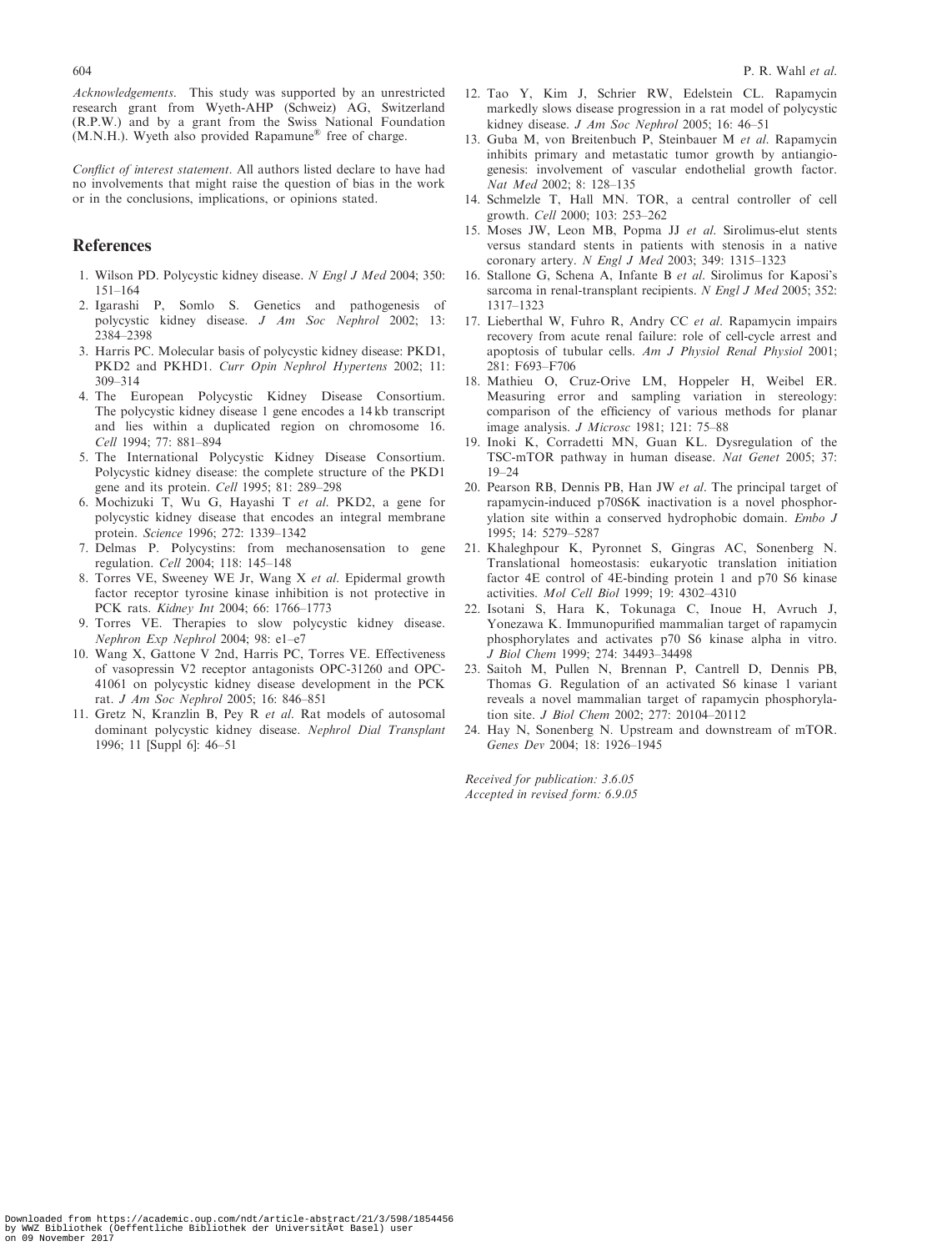*Acknowledgements*. This study was supported by an unrestricted research grant from Wyeth-AHP (Schweiz) AG, Switzerland (R.P.W.) and by a grant from the Swiss National Foundation (M.N.H.). Wyeth also provided Rapamune® free of charge.

*Conflict of interest statement*. All authors listed declare to have had no involvements that might raise the question of bias in the work or in the conclusions, implications, or opinions stated.

## References

1. Wilson PD. Polycystic kidney disease. *N Engl J Med* 2004; 350: 151–164
2. Igarashi P, Somlo S. Genetics and pathogenesis of polycystic kidney disease. *J Am Soc Nephrol* 2002; 13: 2384–2398
3. Harris PC. Molecular basis of polycystic kidney disease: PKD1, PKD2 and PKHD1. *Curr Opin Nephrol Hypertens* 2002; 11: 309–314
4. The European Polycystic Kidney Disease Consortium. The polycystic kidney disease 1 gene encodes a 14 kb transcript and lies within a duplicated region on chromosome 16. *Cell* 1994; 77: 881–894
5. The International Polycystic Kidney Disease Consortium. Polycystic kidney disease: the complete structure of the PKD1 gene and its protein. *Cell* 1995; 81: 289–298
6. Mochizuki T, Wu G, Hayashi T *et al*. PKD2, a gene for polycystic kidney disease that encodes an integral membrane protein. *Science* 1996; 272: 1339–1342
7. Delmas P. Polycystins: from mechanosensation to gene regulation. *Cell* 2004; 118: 145–148
8. Torres VE, Sweeney WE Jr, Wang X *et al*. Epidermal growth factor receptor tyrosine kinase inhibition is not protective in PCK rats. *Kidney Int* 2004; 66: 1766–1773
9. Torres VE. Therapies to slow polycystic kidney disease. *Nephron Exp Nephrol* 2004; 98: e1–e7
10. Wang X, Gattone V 2nd, Harris PC, Torres VE. Effectiveness of vasopressin V2 receptor antagonists OPC-31260 and OPC-41061 on polycystic kidney disease development in the PCK rat. *J Am Soc Nephrol* 2005; 16: 846–851
11. Gretz N, Kranzlin B, Pey R *et al*. Rat models of autosomal dominant polycystic kidney disease. *Nephrol Dial Transplant* 1996; 11 [Suppl 6]: 46–51
12. Tao Y, Kim J, Schrier RW, Edelstein CL. Rapamycin markedly slows disease progression in a rat model of polycystic kidney disease. *J Am Soc Nephrol* 2005; 16: 46–51
13. Guba M, von Breitenbuch P, Steinbauer M *et al*. Rapamycin inhibits primary and metastatic tumor growth by antiangiogenesis: involvement of vascular endothelial growth factor. *Nat Med* 2002; 8: 128–135
14. Schmelzle T, Hall MN. TOR, a central controller of cell growth. *Cell* 2000; 103: 253–262
15. Moses JW, Leon MB, Popma JJ *et al*. Sirolimus-elut stents versus standard stents in patients with stenosis in a native coronary artery. *N Engl J Med* 2003; 349: 1315–1323
16. Stallone G, Schena A, Infante B *et al*. Sirolimus for Kaposi's sarcoma in renal-transplant recipients. *N Engl J Med* 2005; 352: 1317–1323
17. Lieberthal W, Fuhro R, Andry CC *et al*. Rapamycin impairs recovery from acute renal failure: role of cell-cycle arrest and apoptosis of tubular cells. *Am J Physiol Renal Physiol* 2001; 281: F693–F706
18. Mathieu O, Cruz-Orive LM, Hoppeler H, Weibel ER. Measuring error and sampling variation in stereology: comparison of the efficiency of various methods for planar image analysis. *J Microsc* 1981; 121: 75–88
19. Inoki K, Corradetti MN, Guan KL. Dysregulation of the TSC-mTOR pathway in human disease. *Nat Genet* 2005; 37: 19–24
20. Pearson RB, Dennis PB, Han JW *et al*. The principal target of rapamycin-induced p70S6K inactivation is a novel phosphorylation site within a conserved hydrophobic domain. *Embo J* 1995; 14: 5279–5287
21. Khaleghpour K, Pyronnet S, Gingras AC, Sonenberg N. Translational homeostasis: eukaryotic translation initiation factor 4E control of 4E-binding protein 1 and p70 S6 kinase activities. *Mol Cell Biol* 1999; 19: 4302–4310
22. Isotani S, Hara K, Tokunaga C, Inoue H, Avruch J, Yonezawa K. Immunopurified mammalian target of rapamycin phosphorylates and activates p70 S6 kinase alpha in vitro. *J Biol Chem* 1999; 274: 34493–34498
23. Saitoh M, Pullen N, Brennan P, Cantrell D, Dennis PB, Thomas G. Regulation of an activated S6 kinase 1 variant reveals a novel mammalian target of rapamycin phosphorylation site. *J Biol Chem* 2002; 277: 20104–20112
24. Hay N, Sonenberg N. Upstream and downstream of mTOR. *Genes Dev* 2004; 18: 1926–1945

*Received for publication: 3.6.05*
*Accepted in revised form: 6.9.05*